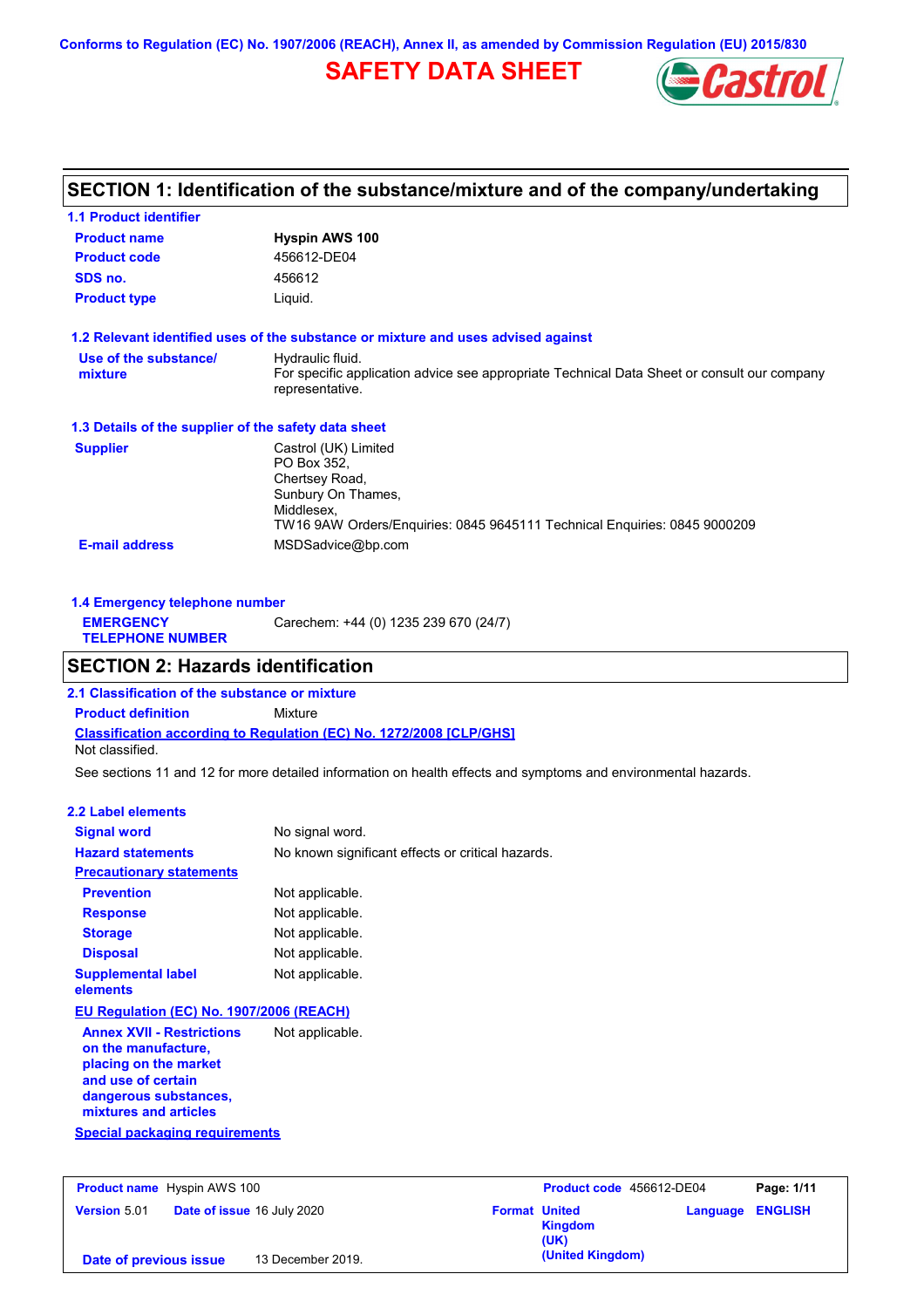Conforms to Regulation (EC) No. 1907/2006 (REACH), Annex II, as amended by Commission Regulation (EU) 2015/830

# SAFETY DATA SHEET

## SECTION 1: Identification of the substance/mixture and of the company/undertaking

### 1.1 Product identifier

| | |
|---|---|
| **Product name** | **Hyspin AWS 100** |
| **Product code** | 456612-DE04 |
| **SDS no.** | 456612 |
| **Product type** | Liquid. |

### 1.2 Relevant identified uses of the substance or mixture and uses advised against

| | |
|---|---|
| **Use of the substance/ mixture** | Hydraulic fluid. For specific application advice see appropriate Technical Data Sheet or consult our company representative. |

### 1.3 Details of the supplier of the safety data sheet

| | |
|---|---|
| **Supplier** | Castrol (UK) Limited<br>PO Box 352,<br>Chertsey Road,<br>Sunbury On Thames,<br>Middlesex,<br>TW16 9AW Orders/Enquiries: 0845 9645111 Technical Enquiries: 0845 9000209 |
| **E-mail address** | MSDSadvice@bp.com |

### 1.4 Emergency telephone number

| | |
|---|---|
| **EMERGENCY TELEPHONE NUMBER** | Carechem: +44 (0) 1235 239 670 (24/7) |

## SECTION 2: Hazards identification

### 2.1 Classification of the substance or mixture

**Product definition** Mixture

**Classification according to Regulation (EC) No. 1272/2008 [CLP/GHS]**

Not classified.

See sections 11 and 12 for more detailed information on health effects and symptoms and environmental hazards.

### 2.2 Label elements

| | |
|---|---|
| **Signal word** | No signal word. |
| **Hazard statements** | No known significant effects or critical hazards. |

**Precautionary statements**

| | |
|---|---|
| **Prevention** | Not applicable. |
| **Response** | Not applicable. |
| **Storage** | Not applicable. |
| **Disposal** | Not applicable. |
| **Supplemental label elements** | Not applicable. |

**EU Regulation (EC) No. 1907/2006 (REACH)**

| | |
|---|---|
| **Annex XVII - Restrictions on the manufacture, placing on the market and use of certain dangerous substances, mixtures and articles** | Not applicable. |

**Special packaging requirements**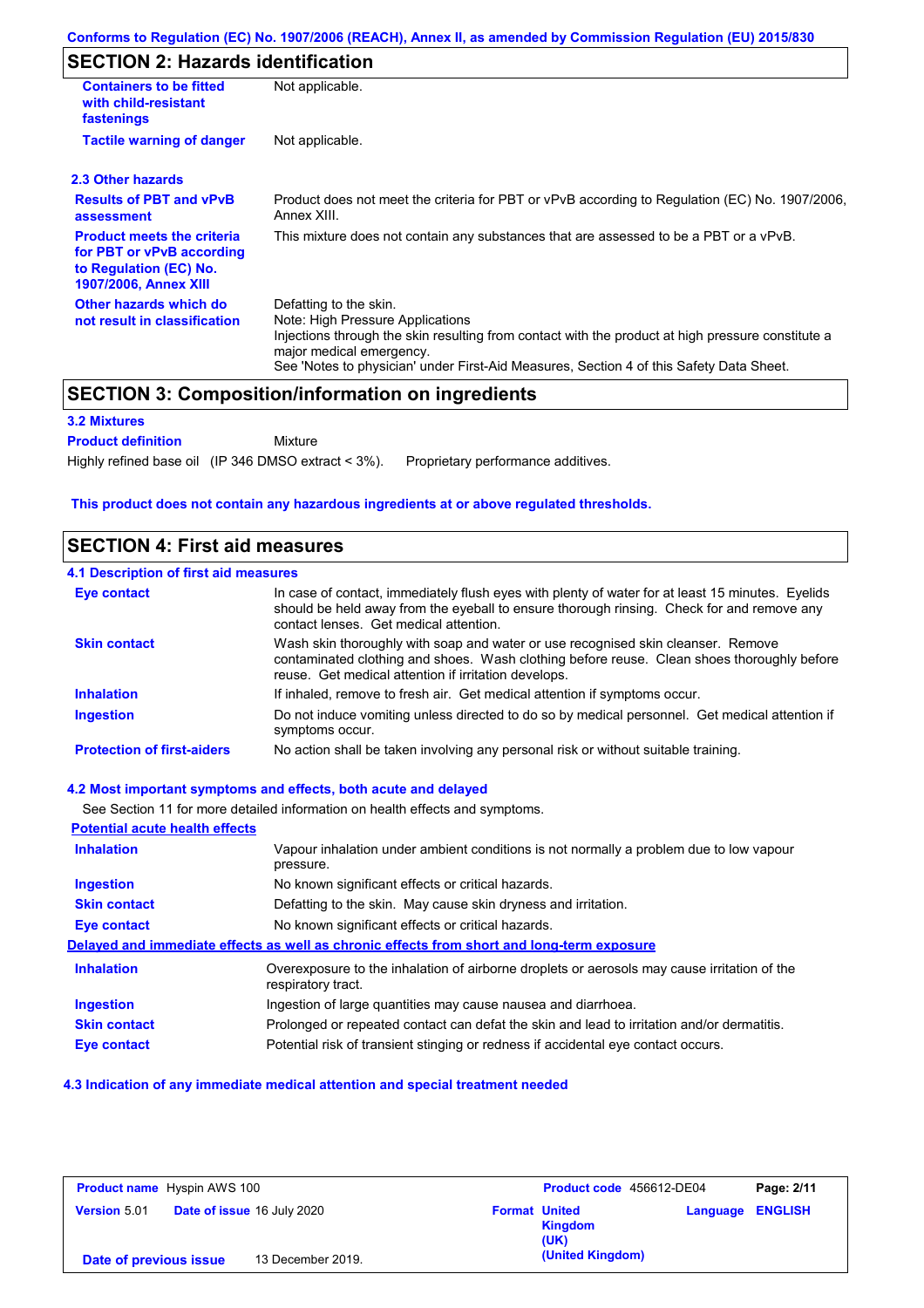## SECTION 2: Hazards identification

| | |
|---|---|
| **Containers to be fitted with child-resistant fastenings** | Not applicable. |
| **Tactile warning of danger** | Not applicable. |

### 2.3 Other hazards

| | |
|---|---|
| **Results of PBT and vPvB assessment** | Product does not meet the criteria for PBT or vPvB according to Regulation (EC) No. 1907/2006, Annex XIII. |
| **Product meets the criteria for PBT or vPvB according to Regulation (EC) No. 1907/2006, Annex XIII** | This mixture does not contain any substances that are assessed to be a PBT or a vPvB. |
| **Other hazards which do not result in classification** | Defatting to the skin.<br>Note: High Pressure Applications<br>Injections through the skin resulting from contact with the product at high pressure constitute a major medical emergency.<br>See 'Notes to physician' under First-Aid Measures, Section 4 of this Safety Data Sheet. |

## SECTION 3: Composition/information on ingredients

### 3.2 Mixtures

**Product definition** Mixture

Highly refined base oil (IP 346 DMSO extract < 3%). Proprietary performance additives.

**This product does not contain any hazardous ingredients at or above regulated thresholds.**

## SECTION 4: First aid measures

### 4.1 Description of first aid measures

| | |
|---|---|
| **Eye contact** | In case of contact, immediately flush eyes with plenty of water for at least 15 minutes. Eyelids should be held away from the eyeball to ensure thorough rinsing. Check for and remove any contact lenses. Get medical attention. |
| **Skin contact** | Wash skin thoroughly with soap and water or use recognised skin cleanser. Remove contaminated clothing and shoes. Wash clothing before reuse. Clean shoes thoroughly before reuse. Get medical attention if irritation develops. |
| **Inhalation** | If inhaled, remove to fresh air. Get medical attention if symptoms occur. |
| **Ingestion** | Do not induce vomiting unless directed to do so by medical personnel. Get medical attention if symptoms occur. |
| **Protection of first-aiders** | No action shall be taken involving any personal risk or without suitable training. |

### 4.2 Most important symptoms and effects, both acute and delayed

See Section 11 for more detailed information on health effects and symptoms.

**Potential acute health effects**

| | |
|---|---|
| **Inhalation** | Vapour inhalation under ambient conditions is not normally a problem due to low vapour pressure. |
| **Ingestion** | No known significant effects or critical hazards. |
| **Skin contact** | Defatting to the skin. May cause skin dryness and irritation. |
| **Eye contact** | No known significant effects or critical hazards. |

**Delayed and immediate effects as well as chronic effects from short and long-term exposure**

| | |
|---|---|
| **Inhalation** | Overexposure to the inhalation of airborne droplets or aerosols may cause irritation of the respiratory tract. |
| **Ingestion** | Ingestion of large quantities may cause nausea and diarrhoea. |
| **Skin contact** | Prolonged or repeated contact can defat the skin and lead to irritation and/or dermatitis. |
| **Eye contact** | Potential risk of transient stinging or redness if accidental eye contact occurs. |

### 4.3 Indication of any immediate medical attention and special treatment needed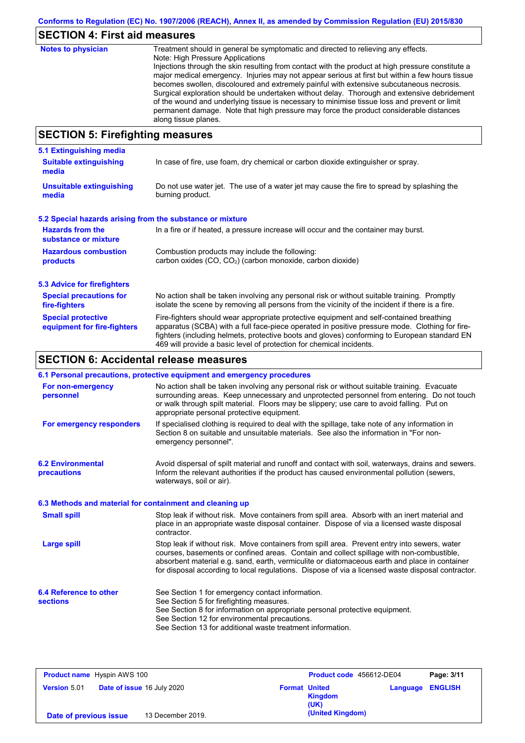## SECTION 4: First aid measures

| | |
|---|---|
| **Notes to physician** | Treatment should in general be symptomatic and directed to relieving any effects. Note: High Pressure Applications Injections through the skin resulting from contact with the product at high pressure constitute a major medical emergency. Injuries may not appear serious at first but within a few hours tissue becomes swollen, discoloured and extremely painful with extensive subcutaneous necrosis. Surgical exploration should be undertaken without delay. Thorough and extensive debridement of the wound and underlying tissue is necessary to minimise tissue loss and prevent or limit permanent damage. Note that high pressure may force the product considerable distances along tissue planes. |

## SECTION 5: Firefighting measures

### 5.1 Extinguishing media

| | |
|---|---|
| **Suitable extinguishing media** | In case of fire, use foam, dry chemical or carbon dioxide extinguisher or spray. |
| **Unsuitable extinguishing media** | Do not use water jet. The use of a water jet may cause the fire to spread by splashing the burning product. |

### 5.2 Special hazards arising from the substance or mixture

| | |
|---|---|
| **Hazards from the substance or mixture** | In a fire or if heated, a pressure increase will occur and the container may burst. |
| **Hazardous combustion products** | Combustion products may include the following: carbon oxides (CO, $CO_2$) (carbon monoxide, carbon dioxide) |

### 5.3 Advice for firefighters

| | |
|---|---|
| **Special precautions for fire-fighters** | No action shall be taken involving any personal risk or without suitable training. Promptly isolate the scene by removing all persons from the vicinity of the incident if there is a fire. |
| **Special protective equipment for fire-fighters** | Fire-fighters should wear appropriate protective equipment and self-contained breathing apparatus (SCBA) with a full face-piece operated in positive pressure mode. Clothing for fire-fighters (including helmets, protective boots and gloves) conforming to European standard EN 469 will provide a basic level of protection for chemical incidents. |

## SECTION 6: Accidental release measures

### 6.1 Personal precautions, protective equipment and emergency procedures

| | |
|---|---|
| **For non-emergency personnel** | No action shall be taken involving any personal risk or without suitable training. Evacuate surrounding areas. Keep unnecessary and unprotected personnel from entering. Do not touch or walk through spilt material. Floors may be slippery; use care to avoid falling. Put on appropriate personal protective equipment. |
| **For emergency responders** | If specialised clothing is required to deal with the spillage, take note of any information in Section 8 on suitable and unsuitable materials. See also the information in "For non-emergency personnel". |

| | |
|---|---|
| **6.2 Environmental precautions** | Avoid dispersal of spilt material and runoff and contact with soil, waterways, drains and sewers. Inform the relevant authorities if the product has caused environmental pollution (sewers, waterways, soil or air). |

### 6.3 Methods and material for containment and cleaning up

| | |
|---|---|
| **Small spill** | Stop leak if without risk. Move containers from spill area. Absorb with an inert material and place in an appropriate waste disposal container. Dispose of via a licensed waste disposal contractor. |
| **Large spill** | Stop leak if without risk. Move containers from spill area. Prevent entry into sewers, water courses, basements or confined areas. Contain and collect spillage with non-combustible, absorbent material e.g. sand, earth, vermiculite or diatomaceous earth and place in container for disposal according to local regulations. Dispose of via a licensed waste disposal contractor. |

| | |
|---|---|
| **6.4 Reference to other sections** | See Section 1 for emergency contact information. See Section 5 for firefighting measures. See Section 8 for information on appropriate personal protective equipment. See Section 12 for environmental precautions. See Section 13 for additional waste treatment information. |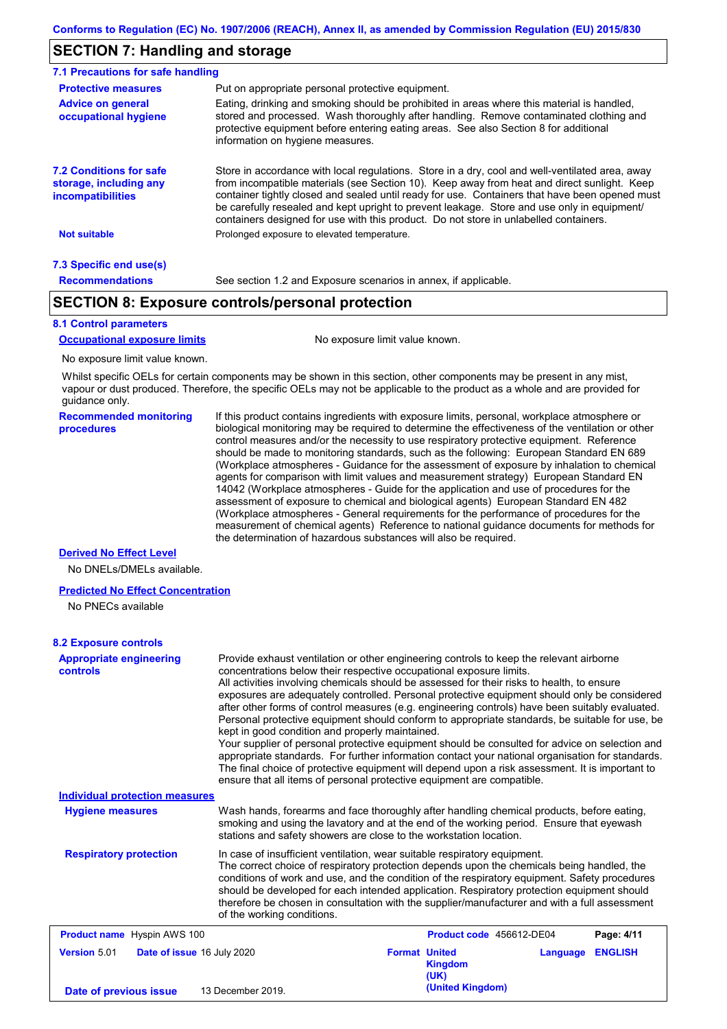## SECTION 7: Handling and storage

### 7.1 Precautions for safe handling

**Protective measures** Put on appropriate personal protective equipment.

**Advice on general occupational hygiene** Eating, drinking and smoking should be prohibited in areas where this material is handled, stored and processed. Wash thoroughly after handling. Remove contaminated clothing and protective equipment before entering eating areas. See also Section 8 for additional information on hygiene measures.

**7.2 Conditions for safe storage, including any incompatibilities** Store in accordance with local regulations. Store in a dry, cool and well-ventilated area, away from incompatible materials (see Section 10). Keep away from heat and direct sunlight. Keep container tightly closed and sealed until ready for use. Containers that have been opened must be carefully resealed and kept upright to prevent leakage. Store and use only in equipment/ containers designed for use with this product. Do not store in unlabelled containers.

**Not suitable** Prolonged exposure to elevated temperature.

### 7.3 Specific end use(s)

**Recommendations** See section 1.2 and Exposure scenarios in annex, if applicable.

## SECTION 8: Exposure controls/personal protection

### 8.1 Control parameters

**Occupational exposure limits** No exposure limit value known.

No exposure limit value known.

Whilst specific OELs for certain components may be shown in this section, other components may be present in any mist, vapour or dust produced. Therefore, the specific OELs may not be applicable to the product as a whole and are provided for guidance only.

**Recommended monitoring procedures** If this product contains ingredients with exposure limits, personal, workplace atmosphere or biological monitoring may be required to determine the effectiveness of the ventilation or other control measures and/or the necessity to use respiratory protective equipment. Reference should be made to monitoring standards, such as the following: European Standard EN 689 (Workplace atmospheres - Guidance for the assessment of exposure by inhalation to chemical agents for comparison with limit values and measurement strategy) European Standard EN 14042 (Workplace atmospheres - Guide for the application and use of procedures for the assessment of exposure to chemical and biological agents) European Standard EN 482 (Workplace atmospheres - General requirements for the performance of procedures for the measurement of chemical agents) Reference to national guidance documents for methods for the determination of hazardous substances will also be required.

**Derived No Effect Level**

No DNELs/DMELs available.

**Predicted No Effect Concentration**

No PNECs available

### 8.2 Exposure controls

**Appropriate engineering controls** Provide exhaust ventilation or other engineering controls to keep the relevant airborne concentrations below their respective occupational exposure limits.
All activities involving chemicals should be assessed for their risks to health, to ensure exposures are adequately controlled. Personal protective equipment should only be considered after other forms of control measures (e.g. engineering controls) have been suitably evaluated. Personal protective equipment should conform to appropriate standards, be suitable for use, be kept in good condition and properly maintained.
Your supplier of personal protective equipment should be consulted for advice on selection and appropriate standards. For further information contact your national organisation for standards. The final choice of protective equipment will depend upon a risk assessment. It is important to ensure that all items of personal protective equipment are compatible.

**Individual protection measures**

**Hygiene measures** Wash hands, forearms and face thoroughly after handling chemical products, before eating, smoking and using the lavatory and at the end of the working period. Ensure that eyewash stations and safety showers are close to the workstation location.

**Respiratory protection** In case of insufficient ventilation, wear suitable respiratory equipment.
The correct choice of respiratory protection depends upon the chemicals being handled, the conditions of work and use, and the condition of the respiratory equipment. Safety procedures should be developed for each intended application. Respiratory protection equipment should therefore be chosen in consultation with the supplier/manufacturer and with a full assessment of the working conditions.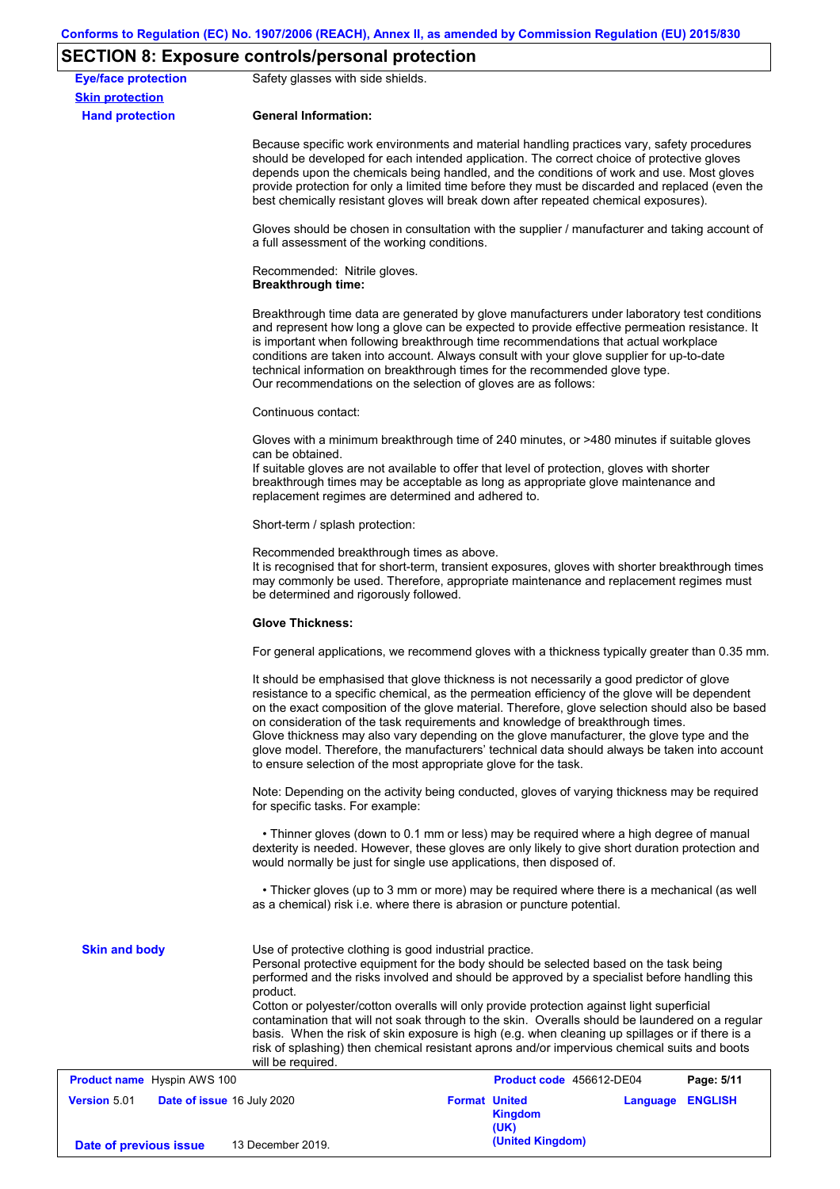## SECTION 8: Exposure controls/personal protection

**Eye/face protection**

Safety glasses with side shields.

**Skin protection**

**Hand protection**

**General Information:**

Because specific work environments and material handling practices vary, safety procedures should be developed for each intended application. The correct choice of protective gloves depends upon the chemicals being handled, and the conditions of work and use. Most gloves provide protection for only a limited time before they must be discarded and replaced (even the best chemically resistant gloves will break down after repeated chemical exposures).

Gloves should be chosen in consultation with the supplier / manufacturer and taking account of a full assessment of the working conditions.

Recommended: Nitrile gloves.
**Breakthrough time:**

Breakthrough time data are generated by glove manufacturers under laboratory test conditions and represent how long a glove can be expected to provide effective permeation resistance. It is important when following breakthrough time recommendations that actual workplace conditions are taken into account. Always consult with your glove supplier for up-to-date technical information on breakthrough times for the recommended glove type.
Our recommendations on the selection of gloves are as follows:

Continuous contact:

Gloves with a minimum breakthrough time of 240 minutes, or >480 minutes if suitable gloves can be obtained.
If suitable gloves are not available to offer that level of protection, gloves with shorter breakthrough times may be acceptable as long as appropriate glove maintenance and replacement regimes are determined and adhered to.

Short-term / splash protection:

Recommended breakthrough times as above.
It is recognised that for short-term, transient exposures, gloves with shorter breakthrough times may commonly be used. Therefore, appropriate maintenance and replacement regimes must be determined and rigorously followed.

**Glove Thickness:**

For general applications, we recommend gloves with a thickness typically greater than 0.35 mm.

It should be emphasised that glove thickness is not necessarily a good predictor of glove resistance to a specific chemical, as the permeation efficiency of the glove will be dependent on the exact composition of the glove material. Therefore, glove selection should also be based on consideration of the task requirements and knowledge of breakthrough times.
Glove thickness may also vary depending on the glove manufacturer, the glove type and the glove model. Therefore, the manufacturers' technical data should always be taken into account to ensure selection of the most appropriate glove for the task.

Note: Depending on the activity being conducted, gloves of varying thickness may be required for specific tasks. For example:

- Thinner gloves (down to 0.1 mm or less) may be required where a high degree of manual dexterity is needed. However, these gloves are only likely to give short duration protection and would normally be just for single use applications, then disposed of.

- Thicker gloves (up to 3 mm or more) may be required where there is a mechanical (as well as a chemical) risk i.e. where there is abrasion or puncture potential.

**Skin and body**

Use of protective clothing is good industrial practice.
Personal protective equipment for the body should be selected based on the task being performed and the risks involved and should be approved by a specialist before handling this product.
Cotton or polyester/cotton overalls will only provide protection against light superficial contamination that will not soak through to the skin. Overalls should be laundered on a regular basis. When the risk of skin exposure is high (e.g. when cleaning up spillages or if there is a risk of splashing) then chemical resistant aprons and/or impervious chemical suits and boots will be required.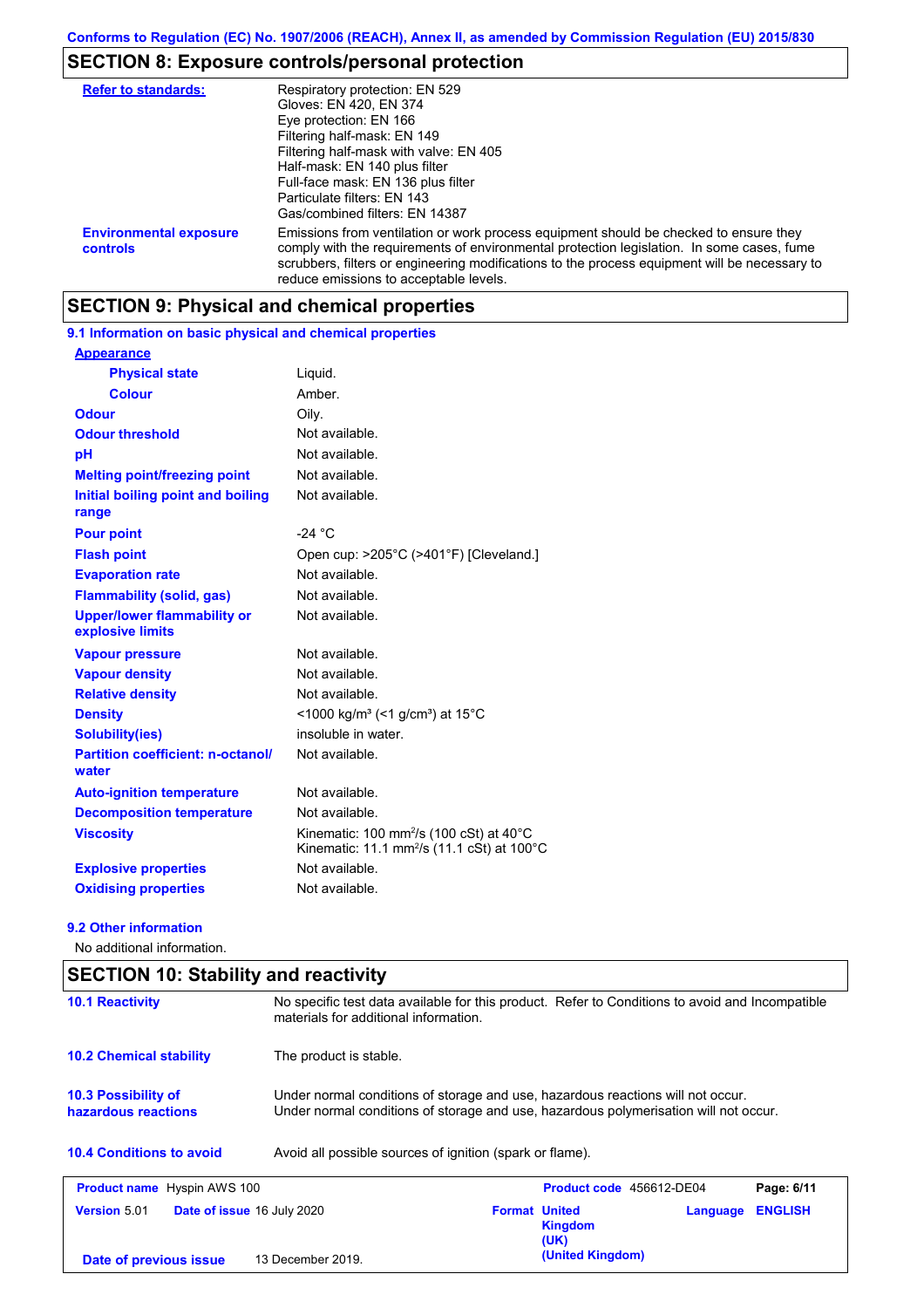**Conforms to Regulation (EC) No. 1907/2006 (REACH), Annex II, as amended by Commission Regulation (EU) 2015/830**

## SECTION 8: Exposure controls/personal protection

| | |
|---|---|
| **Refer to standards:** | Respiratory protection: EN 529<br>Gloves: EN 420, EN 374<br>Eye protection: EN 166<br>Filtering half-mask: EN 149<br>Filtering half-mask with valve: EN 405<br>Half-mask: EN 140 plus filter<br>Full-face mask: EN 136 plus filter<br>Particulate filters: EN 143<br>Gas/combined filters: EN 14387 |
| **Environmental exposure controls** | Emissions from ventilation or work process equipment should be checked to ensure they comply with the requirements of environmental protection legislation. In some cases, fume scrubbers, filters or engineering modifications to the process equipment will be necessary to reduce emissions to acceptable levels. |

## SECTION 9: Physical and chemical properties

### 9.1 Information on basic physical and chemical properties

| | |
|---|---|
| **Appearance** | |
| **Physical state** | Liquid. |
| **Colour** | Amber. |
| **Odour** | Oily. |
| **Odour threshold** | Not available. |
| **pH** | Not available. |
| **Melting point/freezing point** | Not available. |
| **Initial boiling point and boiling range** | Not available. |
| **Pour point** | -24 °C |
| **Flash point** | Open cup: >205°C (>401°F) [Cleveland.] |
| **Evaporation rate** | Not available. |
| **Flammability (solid, gas)** | Not available. |
| **Upper/lower flammability or explosive limits** | Not available. |
| **Vapour pressure** | Not available. |
| **Vapour density** | Not available. |
| **Relative density** | Not available. |
| **Density** | <1000 kg/m³ (<1 g/cm³) at 15°C |
| **Solubility(ies)** | insoluble in water. |
| **Partition coefficient: n-octanol/water** | Not available. |
| **Auto-ignition temperature** | Not available. |
| **Decomposition temperature** | Not available. |
| **Viscosity** | Kinematic: 100 mm²/s (100 cSt) at 40°C<br>Kinematic: 11.1 mm²/s (11.1 cSt) at 100°C |
| **Explosive properties** | Not available. |
| **Oxidising properties** | Not available. |

### 9.2 Other information

No additional information.

## SECTION 10: Stability and reactivity

| | |
|---|---|
| **10.1 Reactivity** | No specific test data available for this product. Refer to Conditions to avoid and Incompatible materials for additional information. |
| **10.2 Chemical stability** | The product is stable. |
| **10.3 Possibility of hazardous reactions** | Under normal conditions of storage and use, hazardous reactions will not occur.<br>Under normal conditions of storage and use, hazardous polymerisation will not occur. |
| **10.4 Conditions to avoid** | Avoid all possible sources of ignition (spark or flame). |

| | | | | |
|---|---|---|---|---|
| **Product name** Hyspin AWS 100 | | **Product code** 456612-DE04 | | **Page: 6/11** |
| **Version** 5.01 | **Date of issue** 16 July 2020 | **Format United Kingdom (UK) (United Kingdom)** | **Language** | **ENGLISH** |
| **Date of previous issue** | 13 December 2019. | | | |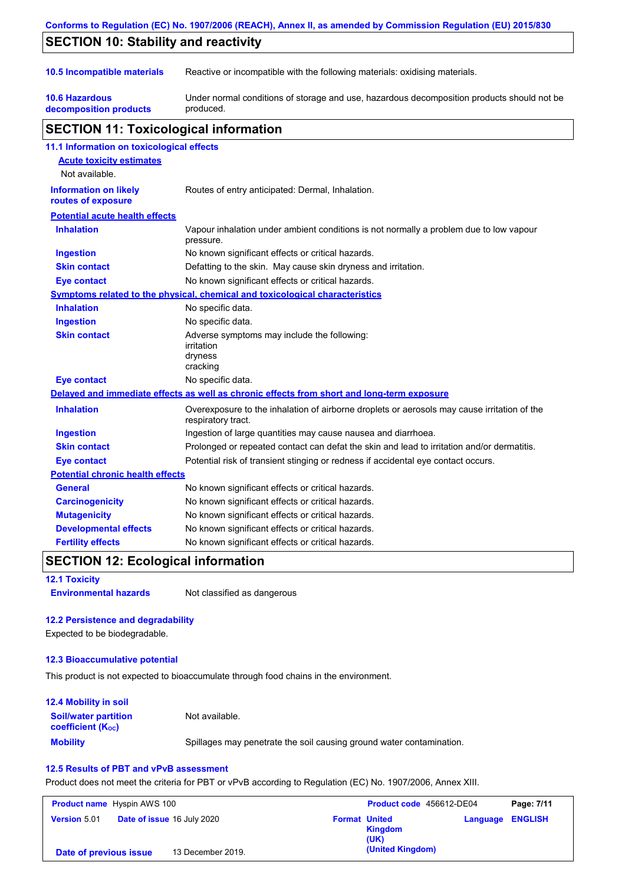## SECTION 10: Stability and reactivity

| | |
|---|---|
| **10.5 Incompatible materials** | Reactive or incompatible with the following materials: oxidising materials. |
| **10.6 Hazardous decomposition products** | Under normal conditions of storage and use, hazardous decomposition products should not be produced. |

## SECTION 11: Toxicological information

### 11.1 Information on toxicological effects

**Acute toxicity estimates**

Not available.

| | |
|---|---|
| **Information on likely routes of exposure** | Routes of entry anticipated: Dermal, Inhalation. |

**Potential acute health effects**

| | |
|---|---|
| **Inhalation** | Vapour inhalation under ambient conditions is not normally a problem due to low vapour pressure. |
| **Ingestion** | No known significant effects or critical hazards. |
| **Skin contact** | Defatting to the skin. May cause skin dryness and irritation. |
| **Eye contact** | No known significant effects or critical hazards. |

**Symptoms related to the physical, chemical and toxicological characteristics**

| | |
|---|---|
| **Inhalation** | No specific data. |
| **Ingestion** | No specific data. |
| **Skin contact** | Adverse symptoms may include the following: irritation dryness cracking |
| **Eye contact** | No specific data. |

**Delayed and immediate effects as well as chronic effects from short and long-term exposure**

| | |
|---|---|
| **Inhalation** | Overexposure to the inhalation of airborne droplets or aerosols may cause irritation of the respiratory tract. |
| **Ingestion** | Ingestion of large quantities may cause nausea and diarrhoea. |
| **Skin contact** | Prolonged or repeated contact can defat the skin and lead to irritation and/or dermatitis. |
| **Eye contact** | Potential risk of transient stinging or redness if accidental eye contact occurs. |

**Potential chronic health effects**

| | |
|---|---|
| **General** | No known significant effects or critical hazards. |
| **Carcinogenicity** | No known significant effects or critical hazards. |
| **Mutagenicity** | No known significant effects or critical hazards. |
| **Developmental effects** | No known significant effects or critical hazards. |
| **Fertility effects** | No known significant effects or critical hazards. |

## SECTION 12: Ecological information

### 12.1 Toxicity

| | |
|---|---|
| **Environmental hazards** | Not classified as dangerous |

### 12.2 Persistence and degradability

Expected to be biodegradable.

### 12.3 Bioaccumulative potential

This product is not expected to bioaccumulate through food chains in the environment.

### 12.4 Mobility in soil

| | |
|---|---|
| **Soil/water partition coefficient ($K_{OC}$)** | Not available. |
| **Mobility** | Spillages may penetrate the soil causing ground water contamination. |

### 12.5 Results of PBT and vPvB assessment

Product does not meet the criteria for PBT or vPvB according to Regulation (EC) No. 1907/2006, Annex XIII.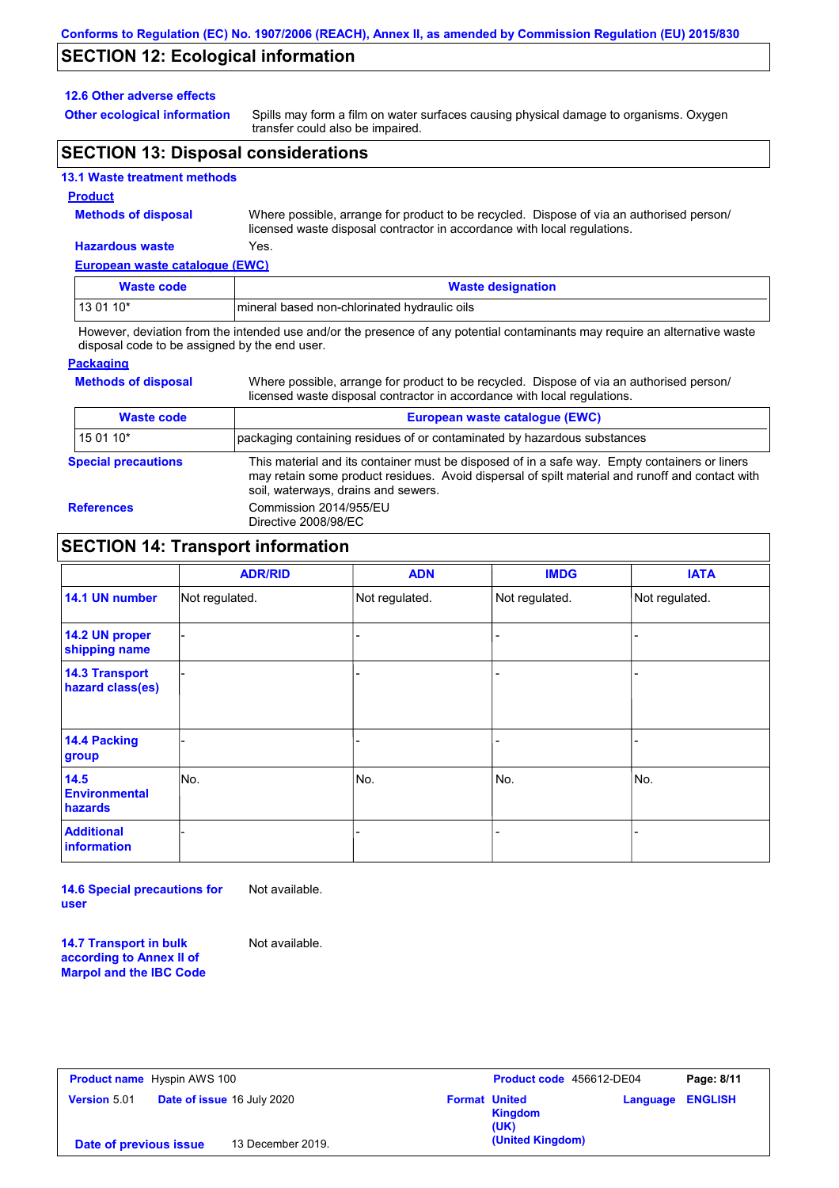## SECTION 12: Ecological information

### 12.6 Other adverse effects

**Other ecological information** Spills may form a film on water surfaces causing physical damage to organisms. Oxygen transfer could also be impaired.

## SECTION 13: Disposal considerations

### 13.1 Waste treatment methods

**Product**

**Methods of disposal** Where possible, arrange for product to be recycled. Dispose of via an authorised person/ licensed waste disposal contractor in accordance with local regulations.

**Hazardous waste** Yes.

**European waste catalogue (EWC)**

| Waste code | Waste designation |
|---|---|
| 13 01 10* | mineral based non-chlorinated hydraulic oils |

However, deviation from the intended use and/or the presence of any potential contaminants may require an alternative waste disposal code to be assigned by the end user.

**Packaging**

**Methods of disposal** Where possible, arrange for product to be recycled. Dispose of via an authorised person/ licensed waste disposal contractor in accordance with local regulations.

| Waste code | European waste catalogue (EWC) |
|---|---|
| 15 01 10* | packaging containing residues of or contaminated by hazardous substances |

**Special precautions** This material and its container must be disposed of in a safe way. Empty containers or liners may retain some product residues. Avoid dispersal of spilt material and runoff and contact with soil, waterways, drains and sewers.

**References** Commission 2014/955/EU
Directive 2008/98/EC

## SECTION 14: Transport information

| | ADR/RID | ADN | IMDG | IATA |
|---|---|---|---|---|
| **14.1 UN number** | Not regulated. | Not regulated. | Not regulated. | Not regulated. |
| **14.2 UN proper shipping name** | - | - | - | - |
| **14.3 Transport hazard class(es)** | - | - | - | - |
| **14.4 Packing group** | - | - | - | - |
| **14.5 Environmental hazards** | No. | No. | No. | No. |
| **Additional information** | - | - | - | - |

**14.6 Special precautions for user** Not available.

**14.7 Transport in bulk according to Annex II of Marpol and the IBC Code** Not available.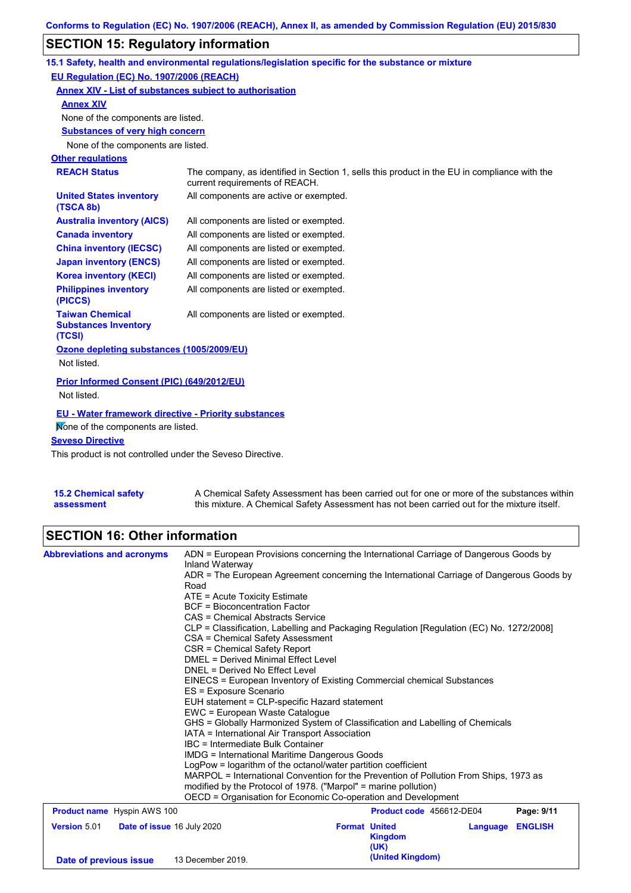## SECTION 15: Regulatory information

### 15.1 Safety, health and environmental regulations/legislation specific for the substance or mixture

**EU Regulation (EC) No. 1907/2006 (REACH)**

**Annex XIV - List of substances subject to authorisation**

**Annex XIV**

None of the components are listed.

**Substances of very high concern**

None of the components are listed.

**Other regulations**

| | |
|---|---|
| **REACH Status** | The company, as identified in Section 1, sells this product in the EU in compliance with the current requirements of REACH. |
| **United States inventory (TSCA 8b)** | All components are active or exempted. |
| **Australia inventory (AICS)** | All components are listed or exempted. |
| **Canada inventory** | All components are listed or exempted. |
| **China inventory (IECSC)** | All components are listed or exempted. |
| **Japan inventory (ENCS)** | All components are listed or exempted. |
| **Korea inventory (KECI)** | All components are listed or exempted. |
| **Philippines inventory (PICCS)** | All components are listed or exempted. |
| **Taiwan Chemical Substances Inventory (TCSI)** | All components are listed or exempted. |

**Ozone depleting substances (1005/2009/EU)**

Not listed.

**Prior Informed Consent (PIC) (649/2012/EU)**

Not listed.

**EU - Water framework directive - Priority substances**

None of the components are listed.

**Seveso Directive**

This product is not controlled under the Seveso Directive.

**15.2 Chemical safety assessment**

A Chemical Safety Assessment has been carried out for one or more of the substances within this mixture. A Chemical Safety Assessment has not been carried out for the mixture itself.

## SECTION 16: Other information

**Abbreviations and acronyms**

ADN = European Provisions concerning the International Carriage of Dangerous Goods by Inland Waterway
ADR = The European Agreement concerning the International Carriage of Dangerous Goods by Road
ATE = Acute Toxicity Estimate
BCF = Bioconcentration Factor
CAS = Chemical Abstracts Service
CLP = Classification, Labelling and Packaging Regulation [Regulation (EC) No. 1272/2008]
CSA = Chemical Safety Assessment
CSR = Chemical Safety Report
DMEL = Derived Minimal Effect Level
DNEL = Derived No Effect Level
EINECS = European Inventory of Existing Commercial chemical Substances
ES = Exposure Scenario
EUH statement = CLP-specific Hazard statement
EWC = European Waste Catalogue
GHS = Globally Harmonized System of Classification and Labelling of Chemicals
IATA = International Air Transport Association
IBC = Intermediate Bulk Container
IMDG = International Maritime Dangerous Goods
LogPow = logarithm of the octanol/water partition coefficient
MARPOL = International Convention for the Prevention of Pollution From Ships, 1973 as modified by the Protocol of 1978. ("Marpol" = marine pollution)
OECD = Organisation for Economic Co-operation and Development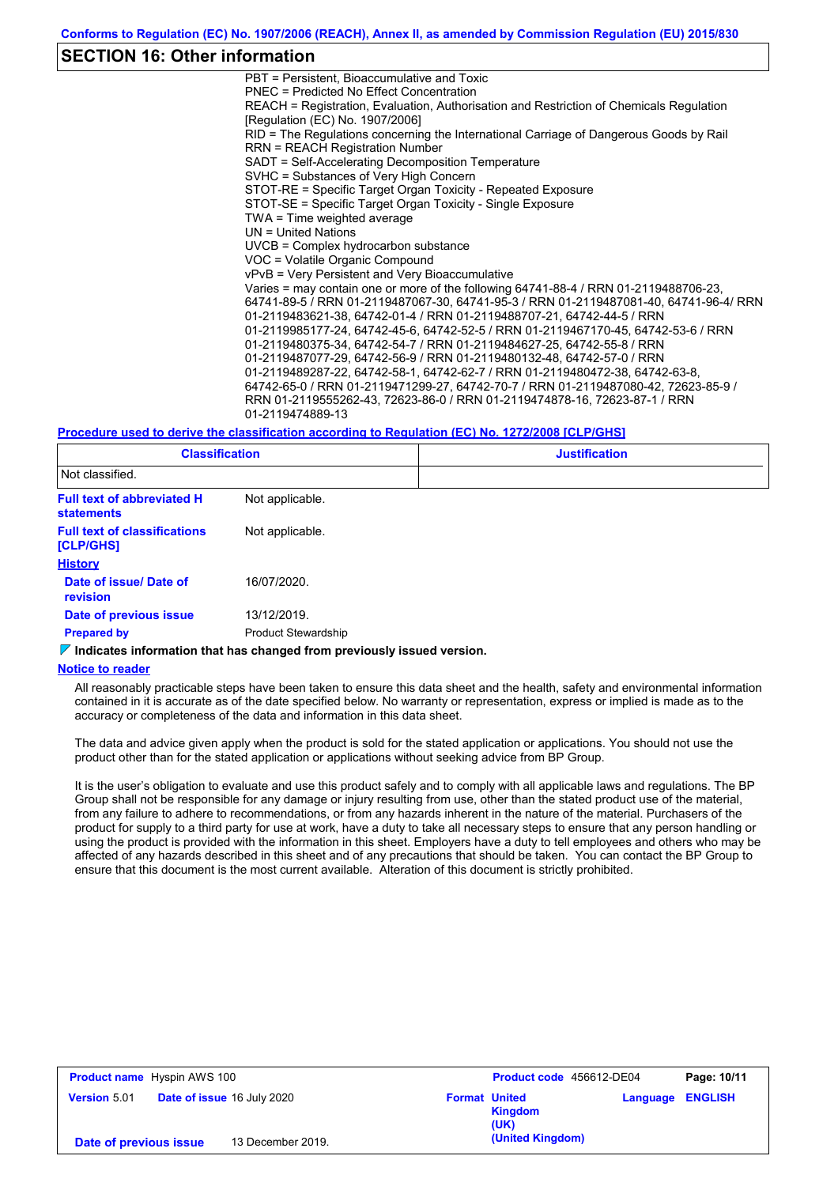## SECTION 16: Other information

PBT = Persistent, Bioaccumulative and Toxic
PNEC = Predicted No Effect Concentration
REACH = Registration, Evaluation, Authorisation and Restriction of Chemicals Regulation [Regulation (EC) No. 1907/2006]
RID = The Regulations concerning the International Carriage of Dangerous Goods by Rail
RRN = REACH Registration Number
SADT = Self-Accelerating Decomposition Temperature
SVHC = Substances of Very High Concern
STOT-RE = Specific Target Organ Toxicity - Repeated Exposure
STOT-SE = Specific Target Organ Toxicity - Single Exposure
TWA = Time weighted average
UN = United Nations
UVCB = Complex hydrocarbon substance
VOC = Volatile Organic Compound
vPvB = Very Persistent and Very Bioaccumulative
Varies = may contain one or more of the following 64741-88-4 / RRN 01-2119488706-23, 64741-89-5 / RRN 01-2119487067-30, 64741-95-3 / RRN 01-2119487081-40, 64741-96-4/ RRN 01-2119483621-38, 64742-01-4 / RRN 01-2119488707-21, 64742-44-5 / RRN 01-2119985177-24, 64742-45-6, 64742-52-5 / RRN 01-2119467170-45, 64742-53-6 / RRN 01-2119480375-34, 64742-54-7 / RRN 01-2119484627-25, 64742-55-8 / RRN 01-2119487077-29, 64742-56-9 / RRN 01-2119480132-48, 64742-57-0 / RRN 01-2119489287-22, 64742-58-1, 64742-62-7 / RRN 01-2119480472-38, 64742-63-8, 64742-65-0 / RRN 01-2119471299-27, 64742-70-7 / RRN 01-2119487080-42, 72623-85-9 / RRN 01-2119555262-43, 72623-86-0 / RRN 01-2119474878-16, 72623-87-1 / RRN 01-2119474889-13

**Procedure used to derive the classification according to Regulation (EC) No. 1272/2008 [CLP/GHS]**

| Classification | Justification |
| --- | --- |
| Not classified. | |

**Full text of abbreviated H statements**: Not applicable.

**Full text of classifications [CLP/GHS]**: Not applicable.

**History**

**Date of issue/ Date of revision**: 16/07/2020.

**Date of previous issue**: 13/12/2019.

**Prepared by**: Product Stewardship

**Indicates information that has changed from previously issued version.**

**Notice to reader**

All reasonably practicable steps have been taken to ensure this data sheet and the health, safety and environmental information contained in it is accurate as of the date specified below. No warranty or representation, express or implied is made as to the accuracy or completeness of the data and information in this data sheet.

The data and advice given apply when the product is sold for the stated application or applications. You should not use the product other than for the stated application or applications without seeking advice from BP Group.

It is the user's obligation to evaluate and use this product safely and to comply with all applicable laws and regulations. The BP Group shall not be responsible for any damage or injury resulting from use, other than the stated product use of the material, from any failure to adhere to recommendations, or from any hazards inherent in the nature of the material. Purchasers of the product for supply to a third party for use at work, have a duty to take all necessary steps to ensure that any person handling or using the product is provided with the information in this sheet. Employers have a duty to tell employees and others who may be affected of any hazards described in this sheet and of any precautions that should be taken. You can contact the BP Group to ensure that this document is the most current available. Alteration of this document is strictly prohibited.